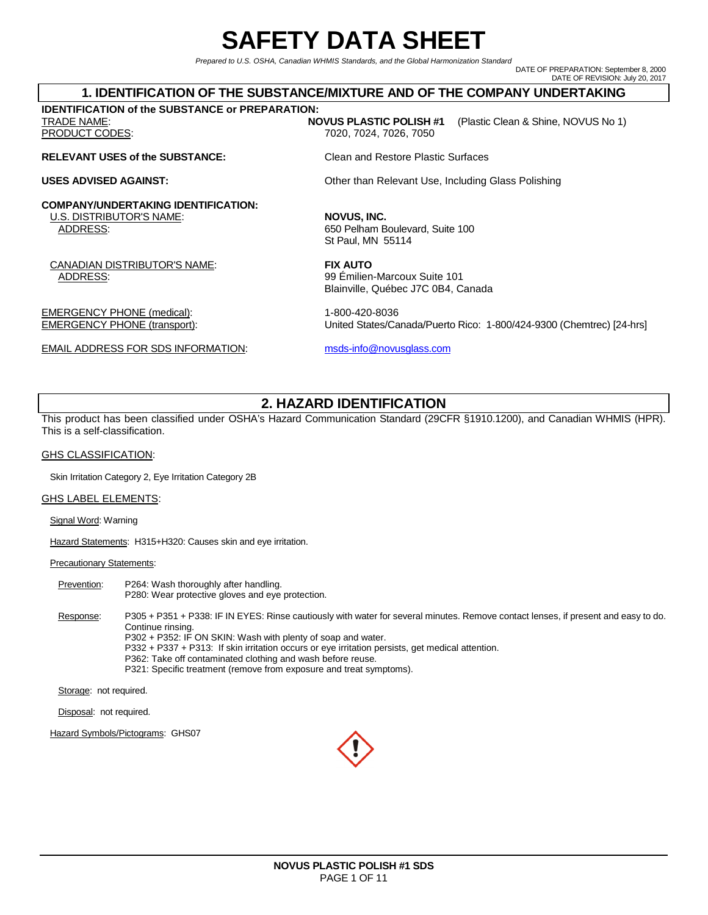# SAFETY DATA SHEET

*Prepared to U.S. OSHA, Canadian WHMIS Standards, and the Global Harmonization Standard*

DATE OF PREPARATION: September 8, 2000
DATE OF REVISION: July 20, 2017

## 1. IDENTIFICATION OF THE SUBSTANCE/MIXTURE AND OF THE COMPANY UNDERTAKING

**IDENTIFICATION of the SUBSTANCE or PREPARATION:**

TRADE NAME: **NOVUS PLASTIC POLISH #1** (Plastic Clean & Shine, NOVUS No 1)
PRODUCT CODES: 7020, 7024, 7026, 7050

**RELEVANT USES of the SUBSTANCE:** Clean and Restore Plastic Surfaces

**USES ADVISED AGAINST:** Other than Relevant Use, Including Glass Polishing

**COMPANY/UNDERTAKING IDENTIFICATION:**

U.S. DISTRIBUTOR'S NAME: **NOVUS, INC.**
ADDRESS: 650 Pelham Boulevard, Suite 100
St Paul, MN 55114

CANADIAN DISTRIBUTOR'S NAME: **FIX AUTO**
ADDRESS: 99 Émilien-Marcoux Suite 101
Blainville, Québec J7C 0B4, Canada

EMERGENCY PHONE (medical): 1-800-420-8036
EMERGENCY PHONE (transport): United States/Canada/Puerto Rico: 1-800/424-9300 (Chemtrec) [24-hrs]

EMAIL ADDRESS FOR SDS INFORMATION: msds-info@novusglass.com

## 2. HAZARD IDENTIFICATION

This product has been classified under OSHA's Hazard Communication Standard (29CFR §1910.1200), and Canadian WHMIS (HPR). This is a self-classification.

GHS CLASSIFICATION:

Skin Irritation Category 2, Eye Irritation Category 2B

GHS LABEL ELEMENTS:

Signal Word: Warning

Hazard Statements: H315+H320: Causes skin and eye irritation.

Precautionary Statements:

Prevention:
- P264: Wash thoroughly after handling.
- P280: Wear protective gloves and eye protection.

Response:
- P305 + P351 + P338: IF IN EYES: Rinse cautiously with water for several minutes. Remove contact lenses, if present and easy to do. Continue rinsing.
- P302 + P352: IF ON SKIN: Wash with plenty of soap and water.
- P332 + P337 + P313: If skin irritation occurs or eye irritation persists, get medical attention.
- P362: Take off contaminated clothing and wash before reuse.
- P321: Specific treatment (remove from exposure and treat symptoms).

Storage: not required.

Disposal: not required.

Hazard Symbols/Pictograms: GHS07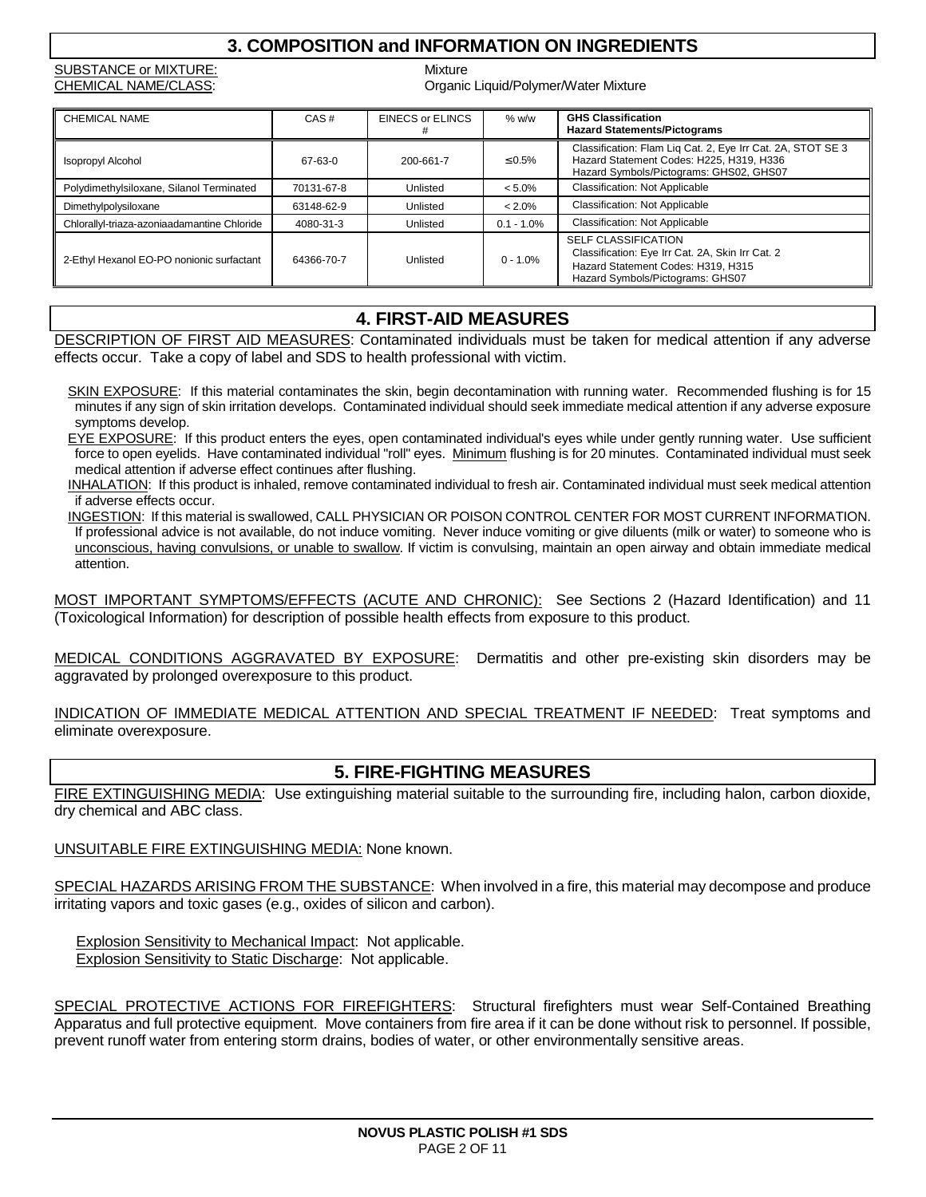## 3. COMPOSITION and INFORMATION ON INGREDIENTS

SUBSTANCE or MIXTURE: Mixture
CHEMICAL NAME/CLASS: Organic Liquid/Polymer/Water Mixture

| CHEMICAL NAME | CAS # | EINECS or ELINCS # | % w/w | GHS Classification Hazard Statements/Pictograms |
|---|---|---|---|---|
| Isopropyl Alcohol | 67-63-0 | 200-661-7 | ≤0.5% | Classification: Flam Liq Cat. 2, Eye Irr Cat. 2A, STOT SE 3 Hazard Statement Codes: H225, H319, H336 Hazard Symbols/Pictograms: GHS02, GHS07 |
| Polydimethylsiloxane, Silanol Terminated | 70131-67-8 | Unlisted | < 5.0% | Classification: Not Applicable |
| Dimethylpolysiloxane | 63148-62-9 | Unlisted | < 2.0% | Classification: Not Applicable |
| Chlorallyl-triaza-azoniaadamantine Chloride | 4080-31-3 | Unlisted | 0.1 - 1.0% | Classification: Not Applicable |
| 2-Ethyl Hexanol EO-PO nonionic surfactant | 64366-70-7 | Unlisted | 0 - 1.0% | SELF CLASSIFICATION Classification: Eye Irr Cat. 2A, Skin Irr Cat. 2 Hazard Statement Codes: H319, H315 Hazard Symbols/Pictograms: GHS07 |

## 4. FIRST-AID MEASURES

DESCRIPTION OF FIRST AID MEASURES: Contaminated individuals must be taken for medical attention if any adverse effects occur. Take a copy of label and SDS to health professional with victim.

SKIN EXPOSURE: If this material contaminates the skin, begin decontamination with running water. Recommended flushing is for 15 minutes if any sign of skin irritation develops. Contaminated individual should seek immediate medical attention if any adverse exposure symptoms develop.

EYE EXPOSURE: If this product enters the eyes, open contaminated individual's eyes while under gently running water. Use sufficient force to open eyelids. Have contaminated individual "roll" eyes. Minimum flushing is for 20 minutes. Contaminated individual must seek medical attention if adverse effect continues after flushing.

INHALATION: If this product is inhaled, remove contaminated individual to fresh air. Contaminated individual must seek medical attention if adverse effects occur.

INGESTION: If this material is swallowed, CALL PHYSICIAN OR POISON CONTROL CENTER FOR MOST CURRENT INFORMATION. If professional advice is not available, do not induce vomiting. Never induce vomiting or give diluents (milk or water) to someone who is unconscious, having convulsions, or unable to swallow. If victim is convulsing, maintain an open airway and obtain immediate medical attention.

MOST IMPORTANT SYMPTOMS/EFFECTS (ACUTE AND CHRONIC): See Sections 2 (Hazard Identification) and 11 (Toxicological Information) for description of possible health effects from exposure to this product.

MEDICAL CONDITIONS AGGRAVATED BY EXPOSURE: Dermatitis and other pre-existing skin disorders may be aggravated by prolonged overexposure to this product.

INDICATION OF IMMEDIATE MEDICAL ATTENTION AND SPECIAL TREATMENT IF NEEDED: Treat symptoms and eliminate overexposure.

## 5. FIRE-FIGHTING MEASURES

FIRE EXTINGUISHING MEDIA: Use extinguishing material suitable to the surrounding fire, including halon, carbon dioxide, dry chemical and ABC class.

UNSUITABLE FIRE EXTINGUISHING MEDIA: None known.

SPECIAL HAZARDS ARISING FROM THE SUBSTANCE: When involved in a fire, this material may decompose and produce irritating vapors and toxic gases (e.g., oxides of silicon and carbon).

Explosion Sensitivity to Mechanical Impact: Not applicable.
Explosion Sensitivity to Static Discharge: Not applicable.

SPECIAL PROTECTIVE ACTIONS FOR FIREFIGHTERS: Structural firefighters must wear Self-Contained Breathing Apparatus and full protective equipment. Move containers from fire area if it can be done without risk to personnel. If possible, prevent runoff water from entering storm drains, bodies of water, or other environmentally sensitive areas.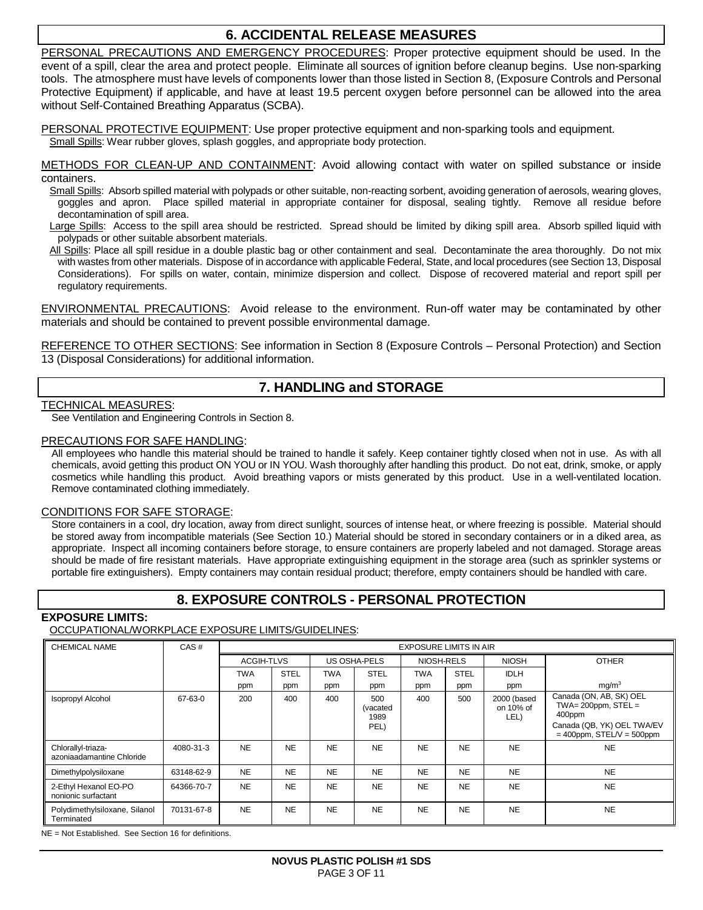## 6. ACCIDENTAL RELEASE MEASURES

PERSONAL PRECAUTIONS AND EMERGENCY PROCEDURES: Proper protective equipment should be used. In the event of a spill, clear the area and protect people. Eliminate all sources of ignition before cleanup begins. Use non-sparking tools. The atmosphere must have levels of components lower than those listed in Section 8, (Exposure Controls and Personal Protective Equipment) if applicable, and have at least 19.5 percent oxygen before personnel can be allowed into the area without Self-Contained Breathing Apparatus (SCBA).

PERSONAL PROTECTIVE EQUIPMENT: Use proper protective equipment and non-sparking tools and equipment.

Small Spills: Wear rubber gloves, splash goggles, and appropriate body protection.

METHODS FOR CLEAN-UP AND CONTAINMENT: Avoid allowing contact with water on spilled substance or inside containers.

Small Spills: Absorb spilled material with polypads or other suitable, non-reacting sorbent, avoiding generation of aerosols, wearing gloves, goggles and apron. Place spilled material in appropriate container for disposal, sealing tightly. Remove all residue before decontamination of spill area.

Large Spills: Access to the spill area should be restricted. Spread should be limited by diking spill area. Absorb spilled liquid with polypads or other suitable absorbent materials.

All Spills: Place all spill residue in a double plastic bag or other containment and seal. Decontaminate the area thoroughly. Do not mix with wastes from other materials. Dispose of in accordance with applicable Federal, State, and local procedures (see Section 13, Disposal Considerations). For spills on water, contain, minimize dispersion and collect. Dispose of recovered material and report spill per regulatory requirements.

ENVIRONMENTAL PRECAUTIONS: Avoid release to the environment. Run-off water may be contaminated by other materials and should be contained to prevent possible environmental damage.

REFERENCE TO OTHER SECTIONS: See information in Section 8 (Exposure Controls – Personal Protection) and Section 13 (Disposal Considerations) for additional information.

## 7. HANDLING and STORAGE

TECHNICAL MEASURES:

See Ventilation and Engineering Controls in Section 8.

PRECAUTIONS FOR SAFE HANDLING:

All employees who handle this material should be trained to handle it safely. Keep container tightly closed when not in use. As with all chemicals, avoid getting this product ON YOU or IN YOU. Wash thoroughly after handling this product. Do not eat, drink, smoke, or apply cosmetics while handling this product. Avoid breathing vapors or mists generated by this product. Use in a well-ventilated location. Remove contaminated clothing immediately.

CONDITIONS FOR SAFE STORAGE:

Store containers in a cool, dry location, away from direct sunlight, sources of intense heat, or where freezing is possible. Material should be stored away from incompatible materials (See Section 10.) Material should be stored in secondary containers or in a diked area, as appropriate. Inspect all incoming containers before storage, to ensure containers are properly labeled and not damaged. Storage areas should be made of fire resistant materials. Have appropriate extinguishing equipment in the storage area (such as sprinkler systems or portable fire extinguishers). Empty containers may contain residual product; therefore, empty containers should be handled with care.

## 8. EXPOSURE CONTROLS - PERSONAL PROTECTION

**EXPOSURE LIMITS:**

OCCUPATIONAL/WORKPLACE EXPOSURE LIMITS/GUIDELINES:

| CHEMICAL NAME | CAS # | EXPOSURE LIMITS IN AIR | | | | | | | |
|---|---|---|---|---|---|---|---|---|---|
| | | ACGIH-TLVS | | US OSHA-PELS | | NIOSH-RELS | | NIOSH | OTHER |
| | | TWA ppm | STEL ppm | TWA ppm | STEL ppm | TWA ppm | STEL ppm | IDLH ppm | mg/m$^3$ |
| Isopropyl Alcohol | 67-63-0 | 200 | 400 | 400 | 500 (vacated 1989 PEL) | 400 | 500 | 2000 (based on 10% of LEL) | Canada (ON, AB, SK) OEL TWA= 200ppm, STEL = 400ppm<br>Canada (QB, YK) OEL TWA/EV = 400ppm, STEL/V = 500ppm |
| Chlorallyl-triaza-azoniaadamantine Chloride | 4080-31-3 | NE | NE | NE | NE | NE | NE | NE | NE |
| Dimethylpolysiloxane | 63148-62-9 | NE | NE | NE | NE | NE | NE | NE | NE |
| 2-Ethyl Hexanol EO-PO nonionic surfactant | 64366-70-7 | NE | NE | NE | NE | NE | NE | NE | NE |
| Polydimethylsiloxane, Silanol Terminated | 70131-67-8 | NE | NE | NE | NE | NE | NE | NE | NE |

NE = Not Established. See Section 16 for definitions.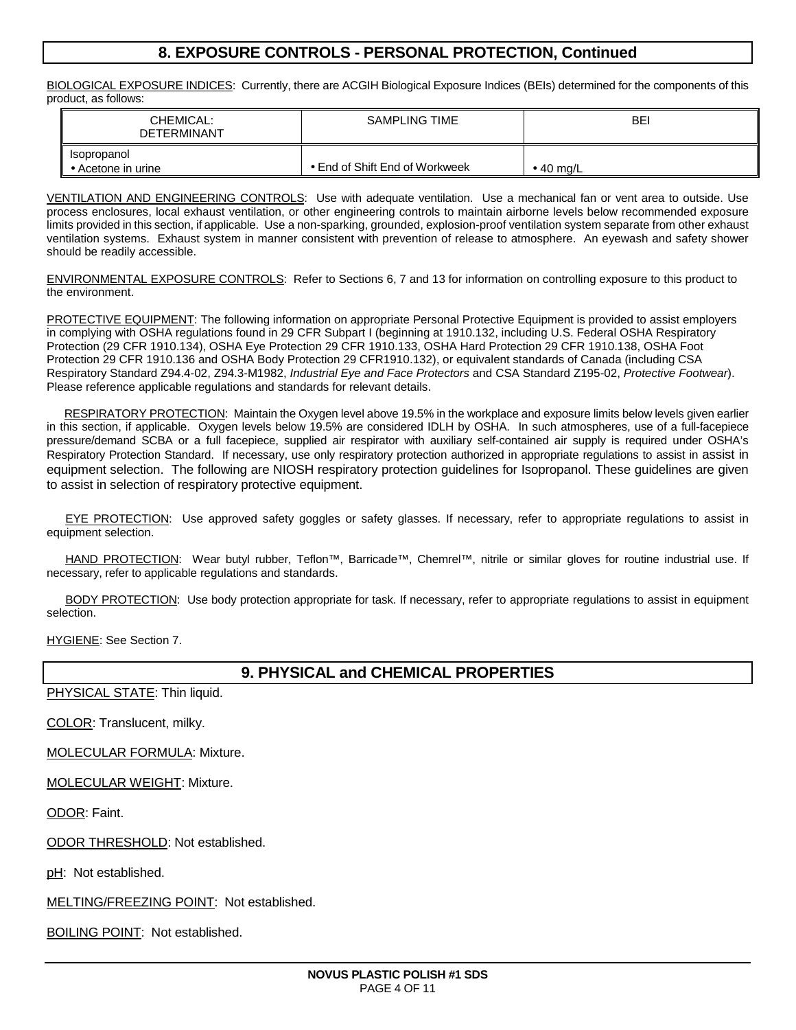# 8. EXPOSURE CONTROLS - PERSONAL PROTECTION, Continued

BIOLOGICAL EXPOSURE INDICES: Currently, there are ACGIH Biological Exposure Indices (BEIs) determined for the components of this product, as follows:

| CHEMICAL: DETERMINANT | SAMPLING TIME | BEI |
|---|---|---|
| Isopropanol<br>• Acetone in urine | • End of Shift End of Workweek | • 40 mg/L |

VENTILATION AND ENGINEERING CONTROLS: Use with adequate ventilation. Use a mechanical fan or vent area to outside. Use process enclosures, local exhaust ventilation, or other engineering controls to maintain airborne levels below recommended exposure limits provided in this section, if applicable. Use a non-sparking, grounded, explosion-proof ventilation system separate from other exhaust ventilation systems. Exhaust system in manner consistent with prevention of release to atmosphere. An eyewash and safety shower should be readily accessible.

ENVIRONMENTAL EXPOSURE CONTROLS: Refer to Sections 6, 7 and 13 for information on controlling exposure to this product to the environment.

PROTECTIVE EQUIPMENT: The following information on appropriate Personal Protective Equipment is provided to assist employers in complying with OSHA regulations found in 29 CFR Subpart I (beginning at 1910.132, including U.S. Federal OSHA Respiratory Protection (29 CFR 1910.134), OSHA Eye Protection 29 CFR 1910.133, OSHA Hard Protection 29 CFR 1910.138, OSHA Foot Protection 29 CFR 1910.136 and OSHA Body Protection 29 CFR1910.132), or equivalent standards of Canada (including CSA Respiratory Standard Z94.4-02, Z94.3-M1982, *Industrial Eye and Face Protectors* and CSA Standard Z195-02, *Protective Footwear*). Please reference applicable regulations and standards for relevant details.

RESPIRATORY PROTECTION: Maintain the Oxygen level above 19.5% in the workplace and exposure limits below levels given earlier in this section, if applicable. Oxygen levels below 19.5% are considered IDLH by OSHA. In such atmospheres, use of a full-facepiece pressure/demand SCBA or a full facepiece, supplied air respirator with auxiliary self-contained air supply is required under OSHA's Respiratory Protection Standard. If necessary, use only respiratory protection authorized in appropriate regulations to assist in assist in equipment selection. The following are NIOSH respiratory protection guidelines for Isopropanol. These guidelines are given to assist in selection of respiratory protective equipment.

EYE PROTECTION: Use approved safety goggles or safety glasses. If necessary, refer to appropriate regulations to assist in equipment selection.

HAND PROTECTION: Wear butyl rubber, Teflon™, Barricade™, Chemrel™, nitrile or similar gloves for routine industrial use. If necessary, refer to applicable regulations and standards.

BODY PROTECTION: Use body protection appropriate for task. If necessary, refer to appropriate regulations to assist in equipment selection.

HYGIENE: See Section 7.

# 9. PHYSICAL and CHEMICAL PROPERTIES

PHYSICAL STATE: Thin liquid.

COLOR: Translucent, milky.

MOLECULAR FORMULA: Mixture.

MOLECULAR WEIGHT: Mixture.

ODOR: Faint.

ODOR THRESHOLD: Not established.

pH: Not established.

MELTING/FREEZING POINT: Not established.

BOILING POINT: Not established.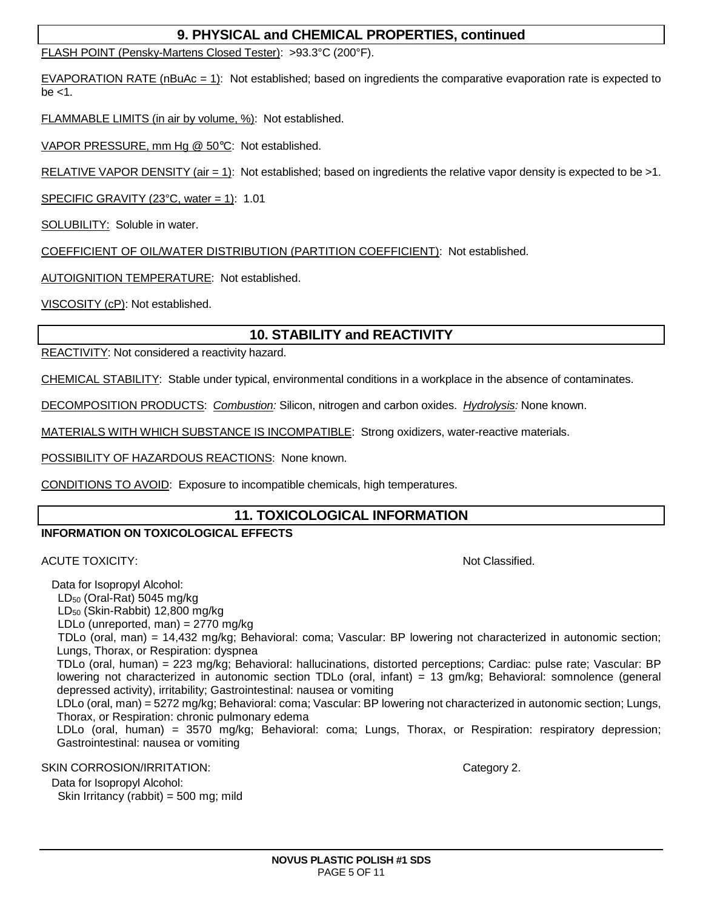## 9. PHYSICAL and CHEMICAL PROPERTIES, continued

FLASH POINT (Pensky-Martens Closed Tester): >93.3°C (200°F).

EVAPORATION RATE (nBuAc = 1): Not established; based on ingredients the comparative evaporation rate is expected to be <1.

FLAMMABLE LIMITS (in air by volume, %): Not established.

VAPOR PRESSURE, mm Hg @ 50°C: Not established.

RELATIVE VAPOR DENSITY (air = 1): Not established; based on ingredients the relative vapor density is expected to be >1.

SPECIFIC GRAVITY (23°C, water = 1): 1.01

SOLUBILITY: Soluble in water.

COEFFICIENT OF OIL/WATER DISTRIBUTION (PARTITION COEFFICIENT): Not established.

AUTOIGNITION TEMPERATURE: Not established.

VISCOSITY (cP): Not established.

## 10. STABILITY and REACTIVITY

REACTIVITY: Not considered a reactivity hazard.

CHEMICAL STABILITY: Stable under typical, environmental conditions in a workplace in the absence of contaminates.

DECOMPOSITION PRODUCTS: *Combustion:* Silicon, nitrogen and carbon oxides. *Hydrolysis:* None known.

MATERIALS WITH WHICH SUBSTANCE IS INCOMPATIBLE: Strong oxidizers, water-reactive materials.

POSSIBILITY OF HAZARDOUS REACTIONS: None known.

CONDITIONS TO AVOID: Exposure to incompatible chemicals, high temperatures.

## 11. TOXICOLOGICAL INFORMATION

**INFORMATION ON TOXICOLOGICAL EFFECTS**

ACUTE TOXICITY: Not Classified.

Data for Isopropyl Alcohol:
$LD_{50}$ (Oral-Rat) 5045 mg/kg
$LD_{50}$ (Skin-Rabbit) 12,800 mg/kg
LDLo (unreported, man) = 2770 mg/kg
TDLo (oral, man) = 14,432 mg/kg; Behavioral: coma; Vascular: BP lowering not characterized in autonomic section; Lungs, Thorax, or Respiration: dyspnea
TDLo (oral, human) = 223 mg/kg; Behavioral: hallucinations, distorted perceptions; Cardiac: pulse rate; Vascular: BP lowering not characterized in autonomic section TDLo (oral, infant) = 13 gm/kg; Behavioral: somnolence (general depressed activity), irritability; Gastrointestinal: nausea or vomiting
LDLo (oral, man) = 5272 mg/kg; Behavioral: coma; Vascular: BP lowering not characterized in autonomic section; Lungs, Thorax, or Respiration: chronic pulmonary edema
LDLo (oral, human) = 3570 mg/kg; Behavioral: coma; Lungs, Thorax, or Respiration: respiratory depression; Gastrointestinal: nausea or vomiting

SKIN CORROSION/IRRITATION: Category 2.

Data for Isopropyl Alcohol:
Skin Irritancy (rabbit) = 500 mg; mild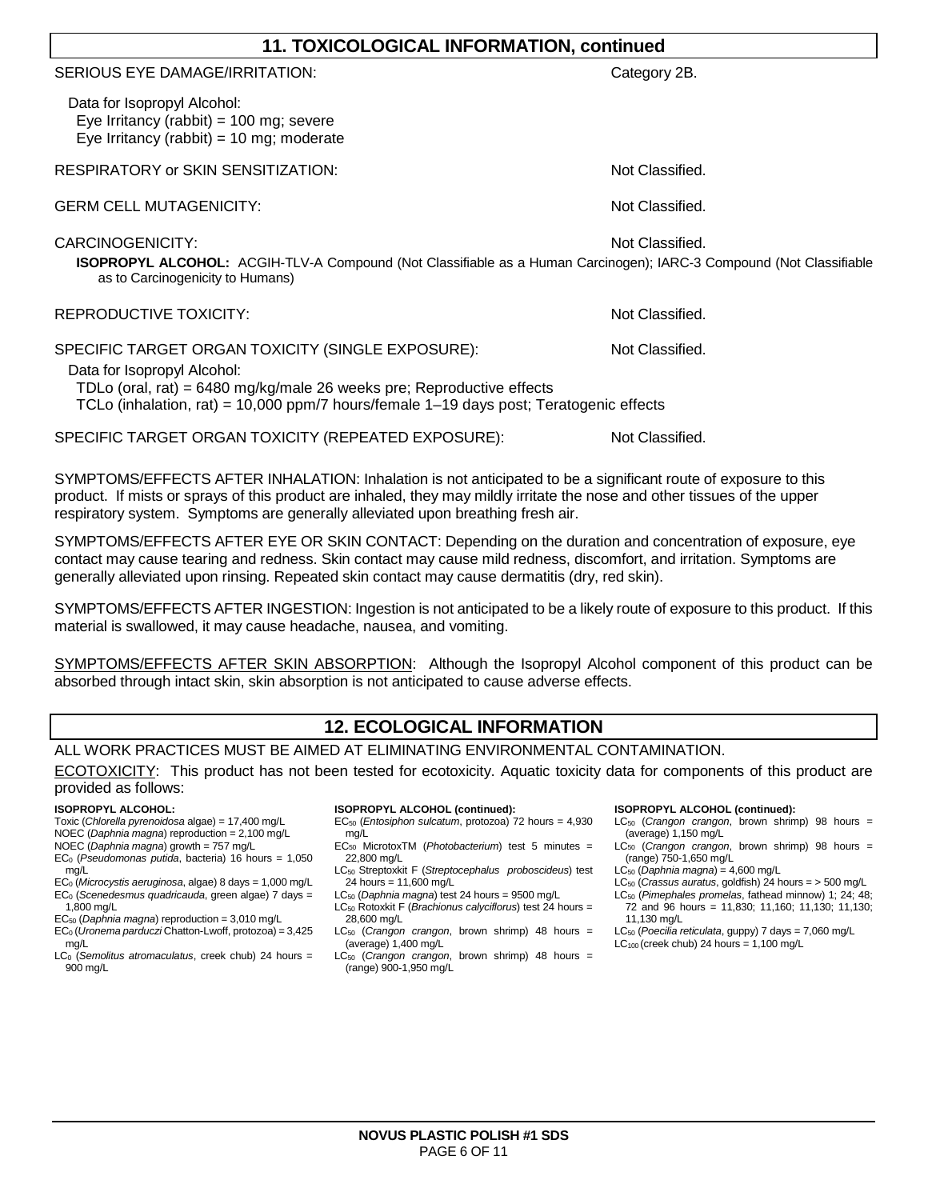## 11. TOXICOLOGICAL INFORMATION, continued

SERIOUS EYE DAMAGE/IRRITATION: Category 2B.

Data for Isopropyl Alcohol:
Eye Irritancy (rabbit) = 100 mg; severe
Eye Irritancy (rabbit) = 10 mg; moderate

RESPIRATORY or SKIN SENSITIZATION: Not Classified.

GERM CELL MUTAGENICITY: Not Classified.

CARCINOGENICITY: Not Classified.

**ISOPROPYL ALCOHOL:** ACGIH-TLV-A Compound (Not Classifiable as a Human Carcinogen); IARC-3 Compound (Not Classifiable as to Carcinogenicity to Humans)

REPRODUCTIVE TOXICITY: Not Classified.

SPECIFIC TARGET ORGAN TOXICITY (SINGLE EXPOSURE): Not Classified.

Data for Isopropyl Alcohol:
TDLo (oral, rat) = 6480 mg/kg/male 26 weeks pre; Reproductive effects
TCLo (inhalation, rat) = 10,000 ppm/7 hours/female 1–19 days post; Teratogenic effects

SPECIFIC TARGET ORGAN TOXICITY (REPEATED EXPOSURE): Not Classified.

SYMPTOMS/EFFECTS AFTER INHALATION: Inhalation is not anticipated to be a significant route of exposure to this product. If mists or sprays of this product are inhaled, they may mildly irritate the nose and other tissues of the upper respiratory system. Symptoms are generally alleviated upon breathing fresh air.

SYMPTOMS/EFFECTS AFTER EYE OR SKIN CONTACT: Depending on the duration and concentration of exposure, eye contact may cause tearing and redness. Skin contact may cause mild redness, discomfort, and irritation. Symptoms are generally alleviated upon rinsing. Repeated skin contact may cause dermatitis (dry, red skin).

SYMPTOMS/EFFECTS AFTER INGESTION: Ingestion is not anticipated to be a likely route of exposure to this product. If this material is swallowed, it may cause headache, nausea, and vomiting.

SYMPTOMS/EFFECTS AFTER SKIN ABSORPTION: Although the Isopropyl Alcohol component of this product can be absorbed through intact skin, skin absorption is not anticipated to cause adverse effects.

## 12. ECOLOGICAL INFORMATION

ALL WORK PRACTICES MUST BE AIMED AT ELIMINATING ENVIRONMENTAL CONTAMINATION.

ECOTOXICITY: This product has not been tested for ecotoxicity. Aquatic toxicity data for components of this product are provided as follows:

**ISOPROPYL ALCOHOL:**
Toxic (*Chlorella pyrenoidosa* algae) = 17,400 mg/L
NOEC (*Daphnia magna*) reproduction = 2,100 mg/L
NOEC (*Daphnia magna*) growth = 757 mg/L
$EC_0$ (*Pseudomonas putida*, bacteria) 16 hours = 1,050 mg/L
$EC_0$ (*Microcystis aeruginosa*, algae) 8 days = 1,000 mg/L
$EC_0$ (*Scenedesmus quadricauda*, green algae) 7 days = 1,800 mg/L
$EC_{50}$ (*Daphnia magna*) reproduction = 3,010 mg/L
$EC_0$ (*Uronema parduczi* Chatton-Lwoff, protozoa) = 3,425 mg/L
$LC_0$ (*Semolitus atromaculatus*, creek chub) 24 hours = 900 mg/L

**ISOPROPYL ALCOHOL (continued):**
$EC_{50}$ (*Entosiphon sulcatum*, protozoa) 72 hours = 4,930 mg/L
$EC_{50}$ MicrotoxTM (*Photobacterium*) test 5 minutes = 22,800 mg/L
$LC_{50}$ Streptoxkit F (*Streptocephalus proboscideus*) test 24 hours = 11,600 mg/L
$LC_{50}$ (*Daphnia magna*) test 24 hours = 9500 mg/L
$LC_{50}$ Rotoxkit F (*Brachionus calyciflorus*) test 24 hours = 28,600 mg/L
$LC_{50}$ (*Crangon crangon*, brown shrimp) 48 hours = (average) 1,400 mg/L
$LC_{50}$ (*Crangon crangon*, brown shrimp) 48 hours = (range) 900-1,950 mg/L

**ISOPROPYL ALCOHOL (continued):**
$LC_{50}$ (*Crangon crangon*, brown shrimp) 98 hours = (average) 1,150 mg/L
$LC_{50}$ (*Crangon crangon*, brown shrimp) 98 hours = (range) 750-1,650 mg/L
$LC_{50}$ (*Daphnia magna*) = 4,600 mg/L
$LC_{50}$ (*Crassus auratus*, goldfish) 24 hours = > 500 mg/L
$LC_{50}$ (*Pimephales promelas*, fathead minnow) 1; 24; 48; 72 and 96 hours = 11,830; 11,160; 11,130; 11,130; 11,130 mg/L
$LC_{50}$ (*Poecilia reticulata*, guppy) 7 days = 7,060 mg/L
$LC_{100}$ (creek chub) 24 hours = 1,100 mg/L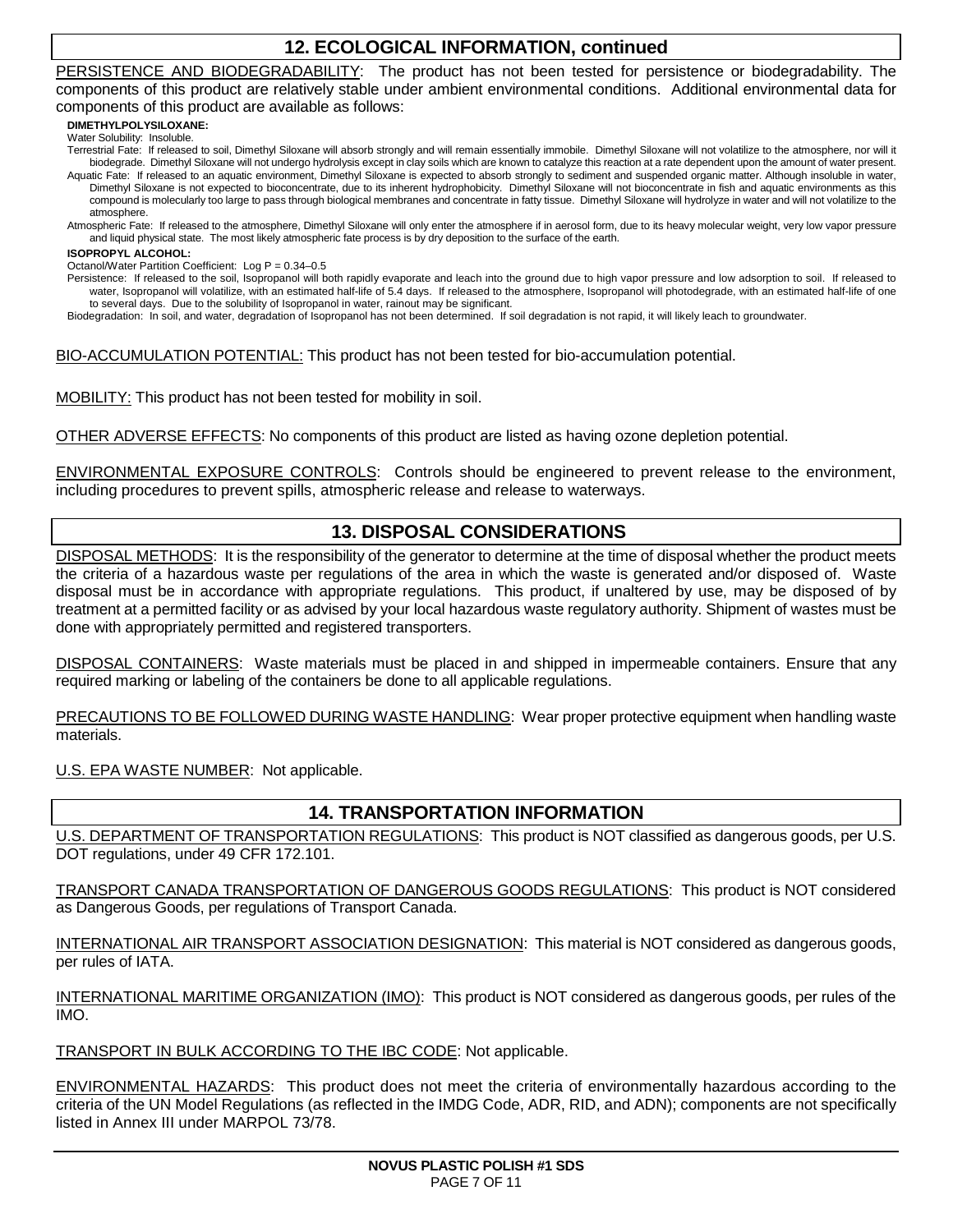## 12. ECOLOGICAL INFORMATION, continued

PERSISTENCE AND BIODEGRADABILITY: The product has not been tested for persistence or biodegradability. The components of this product are relatively stable under ambient environmental conditions. Additional environmental data for components of this product are available as follows:

**DIMETHYLPOLYSILOXANE:**

Water Solubility: Insoluble.

Terrestrial Fate: If released to soil, Dimethyl Siloxane will absorb strongly and will remain essentially immobile. Dimethyl Siloxane will not volatilize to the atmosphere, nor will it biodegrade. Dimethyl Siloxane will not undergo hydrolysis except in clay soils which are known to catalyze this reaction at a rate dependent upon the amount of water present.

Aquatic Fate: If released to an aquatic environment, Dimethyl Siloxane is expected to absorb strongly to sediment and suspended organic matter. Although insoluble in water, Dimethyl Siloxane is not expected to bioconcentrate, due to its inherent hydrophobicity. Dimethyl Siloxane will not bioconcentrate in fish and aquatic environments as this compound is molecularly too large to pass through biological membranes and concentrate in fatty tissue. Dimethyl Siloxane will hydrolyze in water and will not volatilize to the atmosphere.

Atmospheric Fate: If released to the atmosphere, Dimethyl Siloxane will only enter the atmosphere if in aerosol form, due to its heavy molecular weight, very low vapor pressure and liquid physical state. The most likely atmospheric fate process is by dry deposition to the surface of the earth.

**ISOPROPYL ALCOHOL:**

Octanol/Water Partition Coefficient: Log P = 0.34–0.5

Persistence: If released to the soil, Isopropanol will both rapidly evaporate and leach into the ground due to high vapor pressure and low adsorption to soil. If released to water, Isopropanol will volatilize, with an estimated half-life of 5.4 days. If released to the atmosphere, Isopropanol will photodegrade, with an estimated half-life of one to several days. Due to the solubility of Isopropanol in water, rainout may be significant.

Biodegradation: In soil, and water, degradation of Isopropanol has not been determined. If soil degradation is not rapid, it will likely leach to groundwater.

BIO-ACCUMULATION POTENTIAL: This product has not been tested for bio-accumulation potential.

MOBILITY: This product has not been tested for mobility in soil.

OTHER ADVERSE EFFECTS: No components of this product are listed as having ozone depletion potential.

ENVIRONMENTAL EXPOSURE CONTROLS: Controls should be engineered to prevent release to the environment, including procedures to prevent spills, atmospheric release and release to waterways.

## 13. DISPOSAL CONSIDERATIONS

DISPOSAL METHODS: It is the responsibility of the generator to determine at the time of disposal whether the product meets the criteria of a hazardous waste per regulations of the area in which the waste is generated and/or disposed of. Waste disposal must be in accordance with appropriate regulations. This product, if unaltered by use, may be disposed of by treatment at a permitted facility or as advised by your local hazardous waste regulatory authority. Shipment of wastes must be done with appropriately permitted and registered transporters.

DISPOSAL CONTAINERS: Waste materials must be placed in and shipped in impermeable containers. Ensure that any required marking or labeling of the containers be done to all applicable regulations.

PRECAUTIONS TO BE FOLLOWED DURING WASTE HANDLING: Wear proper protective equipment when handling waste materials.

U.S. EPA WASTE NUMBER: Not applicable.

## 14. TRANSPORTATION INFORMATION

U.S. DEPARTMENT OF TRANSPORTATION REGULATIONS: This product is NOT classified as dangerous goods, per U.S. DOT regulations, under 49 CFR 172.101.

TRANSPORT CANADA TRANSPORTATION OF DANGEROUS GOODS REGULATIONS: This product is NOT considered as Dangerous Goods, per regulations of Transport Canada.

INTERNATIONAL AIR TRANSPORT ASSOCIATION DESIGNATION: This material is NOT considered as dangerous goods, per rules of IATA.

INTERNATIONAL MARITIME ORGANIZATION (IMO): This product is NOT considered as dangerous goods, per rules of the IMO.

TRANSPORT IN BULK ACCORDING TO THE IBC CODE: Not applicable.

ENVIRONMENTAL HAZARDS: This product does not meet the criteria of environmentally hazardous according to the criteria of the UN Model Regulations (as reflected in the IMDG Code, ADR, RID, and ADN); components are not specifically listed in Annex III under MARPOL 73/78.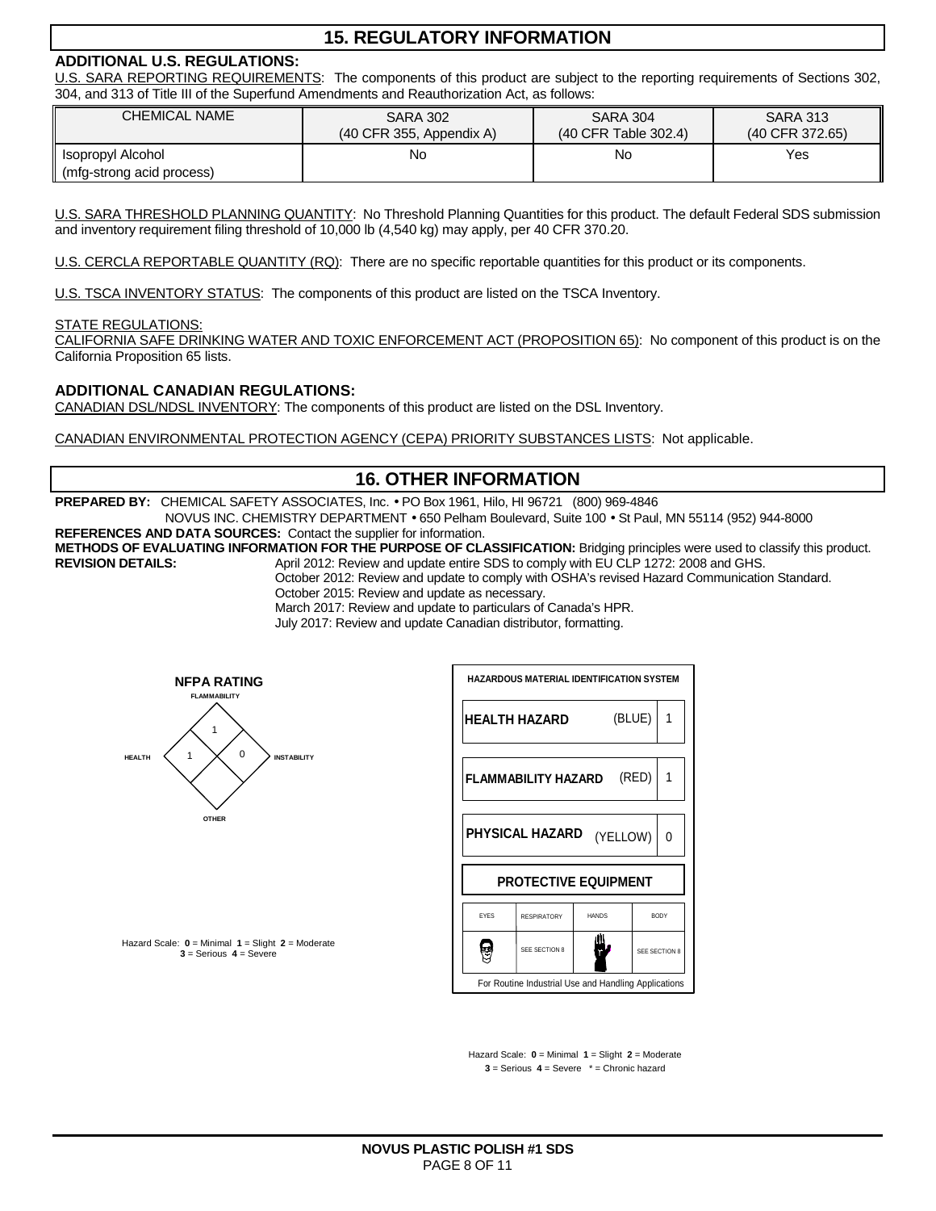## 15. REGULATORY INFORMATION

**ADDITIONAL U.S. REGULATIONS:**

U.S. SARA REPORTING REQUIREMENTS: The components of this product are subject to the reporting requirements of Sections 302, 304, and 313 of Title III of the Superfund Amendments and Reauthorization Act, as follows:

| CHEMICAL NAME | SARA 302 (40 CFR 355, Appendix A) | SARA 304 (40 CFR Table 302.4) | SARA 313 (40 CFR 372.65) |
|---|---|---|---|
| Isopropyl Alcohol (mfg-strong acid process) | No | No | Yes |

U.S. SARA THRESHOLD PLANNING QUANTITY: No Threshold Planning Quantities for this product. The default Federal SDS submission and inventory requirement filing threshold of 10,000 lb (4,540 kg) may apply, per 40 CFR 370.20.

U.S. CERCLA REPORTABLE QUANTITY (RQ): There are no specific reportable quantities for this product or its components.

U.S. TSCA INVENTORY STATUS: The components of this product are listed on the TSCA Inventory.

STATE REGULATIONS:

CALIFORNIA SAFE DRINKING WATER AND TOXIC ENFORCEMENT ACT (PROPOSITION 65): No component of this product is on the California Proposition 65 lists.

**ADDITIONAL CANADIAN REGULATIONS:**

CANADIAN DSL/NDSL INVENTORY: The components of this product are listed on the DSL Inventory.

CANADIAN ENVIRONMENTAL PROTECTION AGENCY (CEPA) PRIORITY SUBSTANCES LISTS: Not applicable.

## 16. OTHER INFORMATION

**PREPARED BY:** CHEMICAL SAFETY ASSOCIATES, Inc. • PO Box 1961, Hilo, HI 96721 (800) 969-4846
NOVUS INC. CHEMISTRY DEPARTMENT • 650 Pelham Boulevard, Suite 100 • St Paul, MN 55114 (952) 944-8000

**REFERENCES AND DATA SOURCES:** Contact the supplier for information.

**METHODS OF EVALUATING INFORMATION FOR THE PURPOSE OF CLASSIFICATION:** Bridging principles were used to classify this product.

**REVISION DETAILS:**
April 2012: Review and update entire SDS to comply with EU CLP 1272: 2008 and GHS.
October 2012: Review and update to comply with OSHA's revised Hazard Communication Standard.
October 2015: Review and update as necessary.
March 2017: Review and update to particulars of Canada's HPR.
July 2017: Review and update Canadian distributor, formatting.

**NFPA RATING**

| FLAMMABILITY | HEALTH | INSTABILITY | OTHER |
|---|---|---|---|
| 1 | 1 | 0 | |

Hazard Scale: **0** = Minimal **1** = Slight **2** = Moderate **3** = Serious **4** = Severe

**HAZARDOUS MATERIAL IDENTIFICATION SYSTEM**

| | | |
|---|---|---|
| **HEALTH HAZARD** | (BLUE) | 1 |
| **FLAMMABILITY HAZARD** | (RED) | 1 |
| **PHYSICAL HAZARD** | (YELLOW) | 0 |

**PROTECTIVE EQUIPMENT**

| EYES | RESPIRATORY | HANDS | BODY |
|---|---|---|---|
| | SEE SECTION 8 | | SEE SECTION 8 |

For Routine Industrial Use and Handling Applications

Hazard Scale: **0** = Minimal **1** = Slight **2** = Moderate **3** = Serious **4** = Severe * = Chronic hazard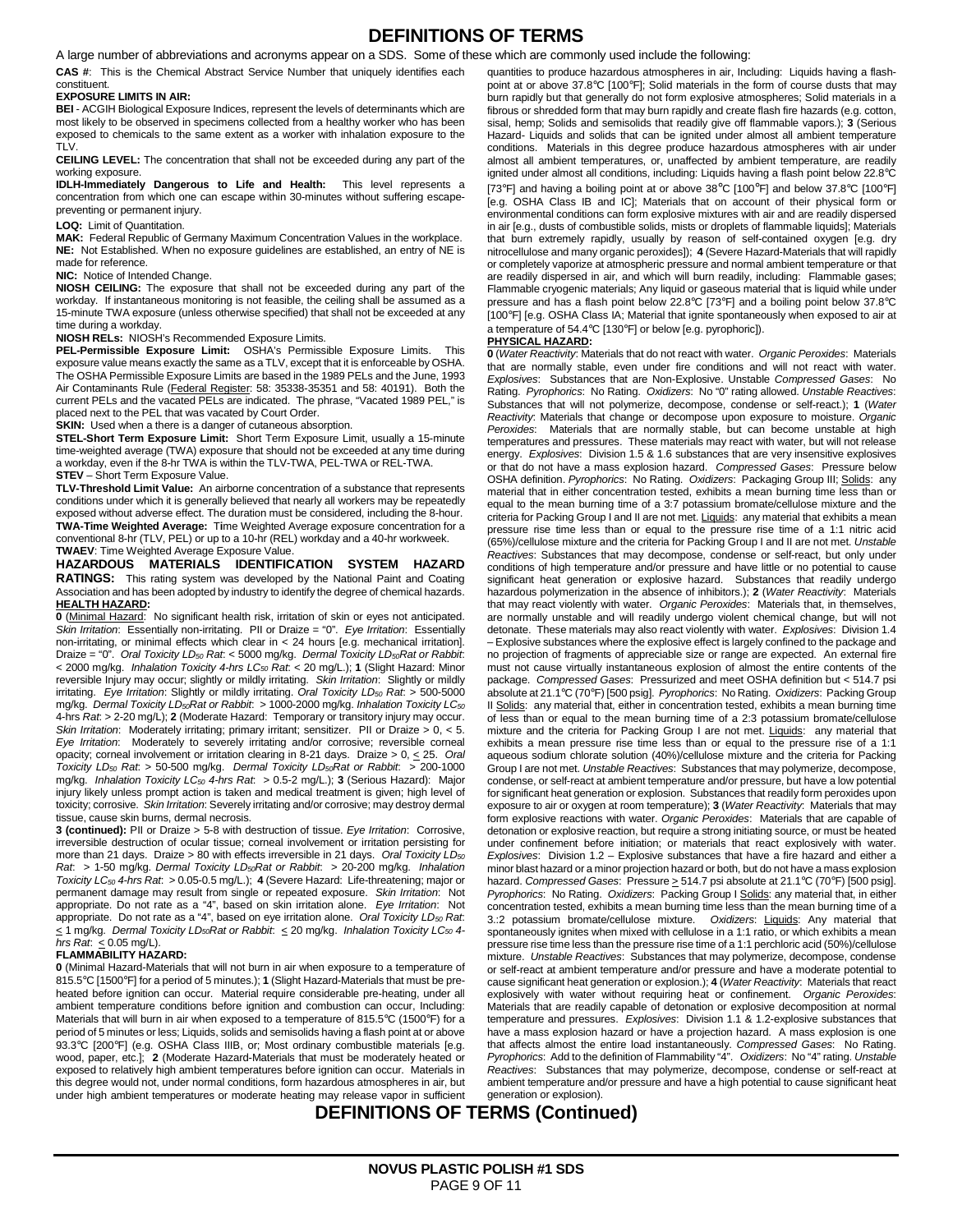# DEFINITIONS OF TERMS

A large number of abbreviations and acronyms appear on a SDS. Some of these which are commonly used include the following:

**CAS #**: This is the Chemical Abstract Service Number that uniquely identifies each constituent.

**EXPOSURE LIMITS IN AIR:**

**BEI** - ACGIH Biological Exposure Indices, represent the levels of determinants which are most likely to be observed in specimens collected from a healthy worker who has been exposed to chemicals to the same extent as a worker with inhalation exposure to the TLV.

**CEILING LEVEL:** The concentration that shall not be exceeded during any part of the working exposure.

**IDLH-Immediately Dangerous to Life and Health:** This level represents a concentration from which one can escape within 30-minutes without suffering escape-preventing or permanent injury.

**LOQ:** Limit of Quantitation.

**MAK:** Federal Republic of Germany Maximum Concentration Values in the workplace.

**NE:** Not Established. When no exposure guidelines are established, an entry of NE is made for reference.

**NIC:** Notice of Intended Change.

**NIOSH CEILING:** The exposure that shall not be exceeded during any part of the workday. If instantaneous monitoring is not feasible, the ceiling shall be assumed as a 15-minute TWA exposure (unless otherwise specified) that shall not be exceeded at any time during a workday.

**NIOSH RELs:** NIOSH's Recommended Exposure Limits.

**PEL-Permissible Exposure Limit:** OSHA's Permissible Exposure Limits. This exposure value means exactly the same as a TLV, except that it is enforceable by OSHA. The OSHA Permissible Exposure Limits are based in the 1989 PELs and the June, 1993 Air Contaminants Rule (Federal Register: 58: 35338-35351 and 58: 40191). Both the current PELs and the vacated PELs are indicated. The phrase, "Vacated 1989 PEL," is placed next to the PEL that was vacated by Court Order.

**SKIN:** Used when a there is a danger of cutaneous absorption.

**STEL-Short Term Exposure Limit:** Short Term Exposure Limit, usually a 15-minute time-weighted average (TWA) exposure that should not be exceeded at any time during a workday, even if the 8-hr TWA is within the TLV-TWA, PEL-TWA or REL-TWA.

**STEV** – Short Term Exposure Value.

**TLV-Threshold Limit Value:** An airborne concentration of a substance that represents conditions under which it is generally believed that nearly all workers may be repeatedly exposed without adverse effect. The duration must be considered, including the 8-hour.

**TWA-Time Weighted Average:** Time Weighted Average exposure concentration for a conventional 8-hr (TLV, PEL) or up to a 10-hr (REL) workday and a 40-hr workweek.

**TWAEV**: Time Weighted Average Exposure Value.

**HAZARDOUS MATERIALS IDENTIFICATION SYSTEM HAZARD RATINGS:** This rating system was developed by the National Paint and Coating Association and has been adopted by industry to identify the degree of chemical hazards.

**HEALTH HAZARD:**

**0** (Minimal Hazard: No significant health risk, irritation of skin or eyes not anticipated. *Skin Irritation*: Essentially non-irritating. PII or Draize = "0". *Eye Irritation*: Essentially non-irritating, or minimal effects which clear in < 24 hours [e.g. mechanical irritation]. Draize = "0". *Oral Toxicity $LD_{50}$ Rat*: < 5000 mg/kg. *Dermal Toxicity $LD_{50}$Rat or Rabbit*: < 2000 mg/kg. *Inhalation Toxicity 4-hrs $LC_{50}$ Rat*: < 20 mg/L.); **1** (Slight Hazard: Minor reversible Injury may occur; slightly or mildly irritating. *Skin Irritation*: Slightly or mildly irritating. *Eye Irritation*: Slightly or mildly irritating. *Oral Toxicity $LD_{50}$ Rat*: > 500-5000 mg/kg. *Dermal Toxicity $LD_{50}$Rat or Rabbit*: > 1000-2000 mg/kg. *Inhalation Toxicity $LC_{50}$ 4-hrs Rat*: > 2-20 mg/L); **2** (Moderate Hazard: Temporary or transitory injury may occur. *Skin Irritation*: Moderately irritating; primary irritant; sensitizer. PII or Draize > 0, < 5. *Eye Irritation*: Moderately to severely irritating and/or corrosive; reversible corneal opacity; corneal involvement or irritation clearing in 8-21 days. Draize > 0, ≤ 25. *Oral Toxicity $LD_{50}$ Rat*: > 50-500 mg/kg. *Dermal Toxicity $LD_{50}$Rat or Rabbit*: > 200-1000 mg/kg. *Inhalation Toxicity $LC_{50}$ 4-hrs Rat*: > 0.5-2 mg/L.); **3** (Serious Hazard): Major injury likely unless prompt action is taken and medical treatment is given; high level of toxicity; corrosive. *Skin Irritation*: Severely irritating and/or corrosive; may destroy dermal tissue, cause skin burns, dermal necrosis.

**3 (continued):** PII or Draize > 5-8 with destruction of tissue. *Eye Irritation*: Corrosive, irreversible destruction of ocular tissue; corneal involvement or irritation persisting for more than 21 days. Draize > 80 with effects irreversible in 21 days. *Oral Toxicity $LD_{50}$ Rat*: > 1-50 mg/kg. *Dermal Toxicity $LD_{50}$Rat or Rabbit*: > 20-200 mg/kg. *Inhalation Toxicity $LC_{50}$ 4-hrs Rat*: > 0.05-0.5 mg/L.); **4** (Severe Hazard: Life-threatening; major or permanent damage may result from single or repeated exposure. *Skin Irritation*: Not appropriate. Do not rate as a "4", based on skin irritation alone. *Eye Irritation*: Not appropriate. Do not rate as a "4", based on eye irritation alone. *Oral Toxicity $LD_{50}$ Rat*: ≤ 1 mg/kg. *Dermal Toxicity $LD_{50}$Rat or Rabbit*: ≤ 20 mg/kg. *Inhalation Toxicity $LC_{50}$ 4-hrs Rat*: ≤ 0.05 mg/L).

**FLAMMABILITY HAZARD:**

**0** (Minimal Hazard-Materials that will not burn in air when exposure to a temperature of 815.5℃ [1500℉] for a period of 5 minutes.); **1** (Slight Hazard-Materials that must be pre-heated before ignition can occur. Material require considerable pre-heating, under all ambient temperature conditions before ignition and combustion can occur, Including: Materials that will burn in air when exposed to a temperature of 815.5℃ (1500℉) for a period of 5 minutes or less; Liquids, solids and semisolids having a flash point at or above 93.3℃ [200℉] (e.g. OSHA Class IIIB, or; Most ordinary combustible materials [e.g. wood, paper, etc.]; **2** (Moderate Hazard-Materials that must be moderately heated or exposed to relatively high ambient temperatures before ignition can occur. Materials in this degree would not, under normal conditions, form hazardous atmospheres in air, but under high ambient temperatures or moderate heating may release vapor in sufficient quantities to produce hazardous atmospheres in air, Including: Liquids having a flash-point at or above 37.8℃ [100℉]; Solid materials in the form of course dusts that may burn rapidly but that generally do not form explosive atmospheres; Solid materials in a fibrous or shredded form that may burn rapidly and create flash fire hazards (e.g. cotton, sisal, hemp; Solids and semisolids that readily give off flammable vapors.); **3** (Serious Hazard- Liquids and solids that can be ignited under almost all ambient temperature conditions. Materials in this degree produce hazardous atmospheres with air under almost all ambient temperatures, or, unaffected by ambient temperature, are readily ignited under almost all conditions, including: Liquids having a flash point below 22.8℃ [73℉] and having a boiling point at or above 38℃ [100℉] and below 37.8℃ [100℉] [e.g. OSHA Class IB and IC]; Materials that on account of their physical form or environmental conditions can form explosive mixtures with air and are readily dispersed in air [e.g., dusts of combustible solids, mists or droplets of flammable liquids]; Materials that burn extremely rapidly, usually by reason of self-contained oxygen [e.g. dry nitrocellulose and many organic peroxides]); **4** (Severe Hazard-Materials that will rapidly or completely vaporize at atmospheric pressure and normal ambient temperature or that are readily dispersed in air, and which will burn readily, including: Flammable gases; Flammable cryogenic materials; Any liquid or gaseous material that is liquid while under pressure and has a flash point below 22.8℃ [73℉] and a boiling point below 37.8℃ [100℉] [e.g. OSHA Class IA; Material that ignite spontaneously when exposed to air at a temperature of 54.4℃ [130℉] or below [e.g. pyrophoric]).

**PHYSICAL HAZARD:**

**0** (*Water Reactivity*: Materials that do not react with water. *Organic Peroxides*: Materials that are normally stable, even under fire conditions and will not react with water. *Explosives*: Substances that are Non-Explosive. Unstable *Compressed Gases*: No Rating. *Pyrophorics*: No Rating. *Oxidizers*: No "0" rating allowed. *Unstable Reactives*: Substances that will not polymerize, decompose, condense or self-react.); **1** (*Water Reactivity*: Materials that change or decompose upon exposure to moisture. *Organic Peroxides*: Materials that are normally stable, but can become unstable at high temperatures and pressures. These materials may react with water, but will not release energy. *Explosives*: Division 1.5 & 1.6 substances that are very insensitive explosives or that do not have a mass explosion hazard. *Compressed Gases*: Pressure below OSHA definition. *Pyrophorics*: No Rating. *Oxidizers*: Packaging Group III; Solids: any material that in either concentration tested, exhibits a mean burning time less than or equal to the mean burning time of a 3:7 potassium bromate/cellulose mixture and the criteria for Packing Group I and II are not met. Liquids: any material that exhibits a mean pressure rise time less than or equal to the pressure rise time of a 1:1 nitric acid (65%)/cellulose mixture and the criteria for Packing Group I and II are not met. *Unstable Reactives*: Substances that may decompose, condense or self-react, but only under conditions of high temperature and/or pressure and have little or no potential to cause significant heat generation or explosive hazard. Substances that readily undergo hazardous polymerization in the absence of inhibitors.); **2** (*Water Reactivity*: Materials that may react violently with water. *Organic Peroxides*: Materials that, in themselves, are normally unstable and will readily undergo violent chemical change, but will not detonate. These materials may also react violently with water. *Explosives*: Division 1.4 – Explosive substances where the explosive effect is largely confined to the package and no projection of fragments of appreciable size or range are expected. An external fire must not cause virtually instantaneous explosion of almost the entire contents of the package. *Compressed Gases*: Pressurized and meet OSHA definition but < 514.7 psi absolute at 21.1℃ (70℉) [500 psig]. *Pyrophorics*: No Rating. *Oxidizers*: Packing Group II Solids: any material that, either in concentration tested, exhibits a mean burning time of less than or equal to the mean burning time of a 2:3 potassium bromate/cellulose mixture and the criteria for Packing Group I are not met. Liquids: any material that exhibits a mean pressure rise time less than or equal to the pressure rise of a 1:1 aqueous sodium chlorate solution (40%)/cellulose mixture and the criteria for Packing Group I are not met. *Unstable Reactives*: Substances that may polymerize, decompose, condense, or self-react at ambient temperature and/or pressure, but have a low potential for significant heat generation or explosion. Substances that readily form peroxides upon exposure to air or oxygen at room temperature); **3** (*Water Reactivity*: Materials that may form explosive reactions with water. *Organic Peroxides*: Materials that are capable of detonation or explosive reaction, but require a strong initiating source, or must be heated under confinement before initiation; or materials that react explosively with water. *Explosives*: Division 1.2 – Explosive substances that have a fire hazard and either a minor blast hazard or a minor projection hazard or both, but do not have a mass explosion hazard. *Compressed Gases*: Pressure ≥ 514.7 psi absolute at 21.1℃ (70℉) [500 psig]. *Pyrophorics*: No Rating. *Oxidizers*: Packing Group I Solids: any material that, in either concentration tested, exhibits a mean burning time less than the mean burning time of a 3.:2 potassium bromate/cellulose mixture. *Oxidizers*: Liquids: Any material that spontaneously ignites when mixed with cellulose in a 1:1 ratio, or which exhibits a mean pressure rise time less than the pressure rise time of a 1:1 perchloric acid (50%)/cellulose mixture. *Unstable Reactives*: Substances that may polymerize, decompose, condense or self-react at ambient temperature and/or pressure and have a moderate potential to cause significant heat generation or explosion.); **4** (*Water Reactivity*: Materials that react explosively with water without requiring heat or confinement. *Organic Peroxides*: Materials that are readily capable of detonation or explosive decomposition at normal temperature and pressures. *Explosives*: Division 1.1 & 1.2-explosive substances that have a mass explosion hazard or have a projection hazard. A mass explosion is one that affects almost the entire load instantaneously. *Compressed Gases*: No Rating. *Pyrophorics*: Add to the definition of Flammability "4". *Oxidizers*: No "4" rating. *Unstable Reactives*: Substances that may polymerize, decompose, condense or self-react at ambient temperature and/or pressure and have a high potential to cause significant heat generation or explosion).

# DEFINITIONS OF TERMS (Continued)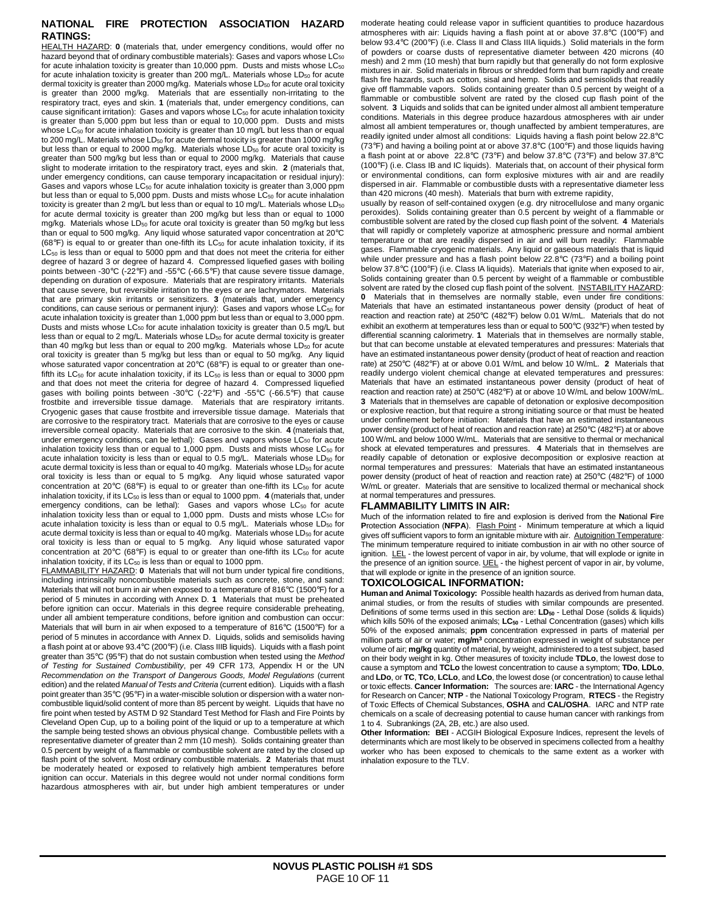## NATIONAL FIRE PROTECTION ASSOCIATION HAZARD RATINGS:

HEALTH HAZARD: **0** (materials that, under emergency conditions, would offer no hazard beyond that of ordinary combustible materials): Gases and vapors whose $LC_{50}$ for acute inhalation toxicity is greater than 10,000 ppm. Dusts and mists whose $LC_{50}$ for acute inhalation toxicity is greater than 200 mg/L. Materials whose $LD_{50}$ for acute dermal toxicity is greater than 2000 mg/kg. Materials whose $LD_{50}$ for acute oral toxicity is greater than 2000 mg/kg. Materials that are essentially non-irritating to the respiratory tract, eyes and skin. **1** (materials that, under emergency conditions, can cause significant irritation): Gases and vapors whose $LC_{50}$ for acute inhalation toxicity is greater than 5,000 ppm but less than or equal to 10,000 ppm. Dusts and mists whose $LC_{50}$ for acute inhalation toxicity is greater than 10 mg/L but less than or equal to 200 mg/L. Materials whose $LD_{50}$ for acute dermal toxicity is greater than 1000 mg/kg but less than or equal to 2000 mg/kg. Materials whose $LD_{50}$ for acute oral toxicity is greater than 500 mg/kg but less than or equal to 2000 mg/kg. Materials that cause slight to moderate irritation to the respiratory tract, eyes and skin. **2** (materials that, under emergency conditions, can cause temporary incapacitation or residual injury): Gases and vapors whose $LC_{50}$ for acute inhalation toxicity is greater than 3,000 ppm but less than or equal to 5,000 ppm. Dusts and mists whose $LC_{50}$ for acute inhalation toxicity is greater than 2 mg/L but less than or equal to 10 mg/L. Materials whose $LD_{50}$ for acute dermal toxicity is greater than 200 mg/kg but less than or equal to 1000 mg/kg. Materials whose $LD_{50}$ for acute oral toxicity is greater than 50 mg/kg but less than or equal to 500 mg/kg. Any liquid whose saturated vapor concentration at 20°C (68°F) is equal to or greater than one-fifth its $LC_{50}$ for acute inhalation toxicity, if its $LC_{50}$ is less than or equal to 5000 ppm and that does not meet the criteria for either degree of hazard 3 or degree of hazard 4. Compressed liquefied gases with boiling points between -30°C (-22°F) and -55°C (-66.5°F) that cause severe tissue damage, depending on duration of exposure. Materials that are respiratory irritants. Materials that cause severe, but reversible irritation to the eyes or are lachrymators. Materials that are primary skin irritants or sensitizers. **3** (materials that, under emergency conditions, can cause serious or permanent injury): Gases and vapors whose $LC_{50}$ for acute inhalation toxicity is greater than 1,000 ppm but less than or equal to 3,000 ppm. Dusts and mists whose $LC_{50}$ for acute inhalation toxicity is greater than 0.5 mg/L but less than or equal to 2 mg/L. Materials whose $LD_{50}$ for acute dermal toxicity is greater than 40 mg/kg but less than or equal to 200 mg/kg. Materials whose $LD_{50}$ for acute oral toxicity is greater than 5 mg/kg but less than or equal to 50 mg/kg. Any liquid whose saturated vapor concentration at 20°C (68°F) is equal to or greater than one-fifth its $LC_{50}$ for acute inhalation toxicity, if its $LC_{50}$ is less than or equal to 3000 ppm and that does not meet the criteria for degree of hazard 4. Compressed liquefied gases with boiling points between -30°C (-22°F) and -55°C (-66.5°F) that cause frostbite and irreversible tissue damage. Materials that are respiratory irritants. Cryogenic gases that cause frostbite and irreversible tissue damage. Materials that are corrosive to the respiratory tract. Materials that are corrosive to the eyes or cause irreversible corneal opacity. Materials that are corrosive to the skin. **4** (materials that, under emergency conditions, can be lethal): Gases and vapors whose $LC_{50}$ for acute inhalation toxicity less than or equal to 1,000 ppm. Dusts and mists whose $LC_{50}$ for acute inhalation toxicity is less than or equal to 0.5 mg/L. Materials whose $LD_{50}$ for acute dermal toxicity is less than or equal to 40 mg/kg. Materials whose $LD_{50}$ for acute oral toxicity is less than or equal to 5 mg/kg. Any liquid whose saturated vapor concentration at 20°C (68°F) is equal to or greater than one-fifth its $LC_{50}$ for acute inhalation toxicity, if its $LC_{50}$ is less than or equal to 1000 ppm. **4** (materials that, under emergency conditions, can be lethal): Gases and vapors whose $LC_{50}$ for acute inhalation toxicity less than or equal to 1,000 ppm. Dusts and mists whose $LC_{50}$ for acute inhalation toxicity is less than or equal to 0.5 mg/L. Materials whose $LD_{50}$ for acute dermal toxicity is less than or equal to 40 mg/kg. Materials whose $LD_{50}$ for acute oral toxicity is less than or equal to 5 mg/kg. Any liquid whose saturated vapor concentration at 20°C (68°F) is equal to or greater than one-fifth its $LC_{50}$ for acute inhalation toxicity, if its $LC_{50}$ is less than or equal to 1000 ppm.

FLAMMABILITY HAZARD: **0** Materials that will not burn under typical fire conditions, including intrinsically noncombustible materials such as concrete, stone, and sand: Materials that will not burn in air when exposed to a temperature of 816°C (1500°F) for a period of 5 minutes in according with Annex D. **1** Materials that must be preheated before ignition can occur. Materials in this degree require considerable preheating, under all ambient temperature conditions, before ignition and combustion can occur: Materials that will burn in air when exposed to a temperature of 816°C (1500°F) for a period of 5 minutes in accordance with Annex D. Liquids, solids and semisolids having a flash point at or above 93.4°C (200°F) (i.e. Class IIIB liquids). Liquids with a flash point greater than 35°C (95°F) that do not sustain combustion when tested using the *Method of Testing for Sustained Combustibility*, per 49 CFR 173, Appendix H or the UN *Recommendation on the Transport of Dangerous Goods, Model Regulations* (current edition) and the related *Manual of Tests and Criteria* (current edition). Liquids with a flash point greater than 35°C (95°F) in a water-miscible solution or dispersion with a water non-combustible liquid/solid content of more than 85 percent by weight. Liquids that have no fire point when tested by ASTM D 92 Standard Test Method for Flash and Fire Points by Cleveland Open Cup, up to a boiling point of the liquid or up to a temperature at which the sample being tested shows an obvious physical change. Combustible pellets with a representative diameter of greater than 2 mm (10 mesh). Solids containing greater than 0.5 percent by weight of a flammable or combustible solvent are rated by the closed up flash point of the solvent. Most ordinary combustible materials. **2** Materials that must be moderately heated or exposed to relatively high ambient temperatures before ignition can occur. Materials in this degree would not under normal conditions form hazardous atmospheres with air, but under high ambient temperatures or under moderate heating could release vapor in sufficient quantities to produce hazardous atmospheres with air: Liquids having a flash point at or above 37.8°C (100°F) and below 93.4°C (200°F) (i.e. Class II and Class IIIA liquids.) Solid materials in the form of powders or coarse dusts of representative diameter between 420 microns (40 mesh) and 2 mm (10 mesh) that burn rapidly but that generally do not form explosive mixtures in air. Solid materials in fibrous or shredded form that burn rapidly and create flash fire hazards, such as cotton, sisal and hemp. Solids and semisolids that readily give off flammable vapors. Solids containing greater than 0.5 percent by weight of a flammable or combustible solvent are rated by the closed cup flash point of the solvent. **3** Liquids and solids that can be ignited under almost all ambient temperature conditions. Materials in this degree produce hazardous atmospheres with air under almost all ambient temperatures or, though unaffected by ambient temperatures, are readily ignited under almost all conditions: Liquids having a flash point below 22.8°C (73°F) and having a boiling point at or above 37.8°C (100°F) and those liquids having a flash point at or above 22.8°C (73°F) and below 37.8°C (100°F) (i.e. Class IB and IC liquids). Materials that, on account of their physical form or environmental conditions, can form explosive mixtures with air and are readily dispersed in air. Flammable or combustible dusts with a representative diameter less than 420 microns (40 mesh). Materials that burn with extreme rapidity, usually by reason of self-contained oxygen (e.g. dry nitrocellulose and many organic peroxides). Solids containing greater than 0.5 percent by weight of a flammable or combustible solvent are rated by the closed cup flash point of the solvent. **4** Materials that will rapidly or completely vaporize at atmospheric pressure and normal ambient temperature or that are readily dispersed in air and will burn readily: Flammable gases. Flammable cryogenic materials. Any liquid or gaseous materials that is liquid while under pressure and has a flash point below 22.8°C (73°F) and a boiling point below 37.8°C (100°F) (i.e. Class IA liquids). Materials that ignite when exposed to air. Solids containing greater than 0.5 percent by weight of a flammable or combustible solvent are rated by the closed cup flash point of the solvent. INSTABILITY HAZARD: **0** Materials that in themselves are normally stable, even under fire conditions: Materials that have an estimated instantaneous power density (product of heat of reaction and reaction rate) at 250°C (482°F) below 0.01 W/mL. Materials that do not exhibit an exotherm at temperatures less than or equal to 500°C (932°F) when tested by differential scanning calorimetry. **1** Materials that in themselves are normally stable, but that can become unstable at elevated temperatures and pressures: Materials that have an estimated instantaneous power density (product of heat of reaction and reaction rate) at 250°C (482°F) at or above 0.01 W/mL and below 10 W/mL. **2** Materials that readily undergo violent chemical change at elevated temperatures and pressures: Materials that have an estimated instantaneous power density (product of heat of reaction and reaction rate) at 250°C (482°F) at or above 10 W/mL and below 100W/mL. **3** Materials that in themselves are capable of detonation or explosive decomposition or explosive reaction, but that require a strong initiating source or that must be heated under confinement before initiation: Materials that have an estimated instantaneous power density (product of heat of reaction and reaction rate) at 250°C (482°F) at or above 100 W/mL and below 1000 W/mL. Materials that are sensitive to thermal or mechanical shock at elevated temperatures and pressures. **4** Materials that in themselves are readily capable of detonation or explosive decomposition or explosive reaction at normal temperatures and pressures: Materials that have an estimated instantaneous power density (product of heat of reaction and reaction rate) at 250°C (482°F) of 1000 W/mL or greater. Materials that are sensitive to localized thermal or mechanical shock at normal temperatures and pressures.

## FLAMMABILITY LIMITS IN AIR:

Much of the information related to fire and explosion is derived from the **N**ational **F**ire **P**rotection **A**ssociation (**NFPA**). Flash Point - Minimum temperature at which a liquid gives off sufficient vapors to form an ignitable mixture with air. Autoignition Temperature: The minimum temperature required to initiate combustion in air with no other source of ignition. LEL - the lowest percent of vapor in air, by volume, that will explode or ignite in the presence of an ignition source. UEL - the highest percent of vapor in air, by volume, that will explode or ignite in the presence of an ignition source.

## TOXICOLOGICAL INFORMATION:

**Human and Animal Toxicology:** Possible health hazards as derived from human data, animal studies, or from the results of studies with similar compounds are presented. Definitions of some terms used in this section are: **$LD_{50}$** - Lethal Dose (solids & liquids) which kills 50% of the exposed animals; **$LC_{50}$** - Lethal Concentration (gases) which kills 50% of the exposed animals; **ppm** concentration expressed in parts of material per million parts of air or water; **$mg/m^3$** concentration expressed in weight of substance per volume of air; **mg/kg** quantity of material, by weight, administered to a test subject, based on their body weight in kg. Other measures of toxicity include **TDLo**, the lowest dose to cause a symptom and **TCLo** the lowest concentration to cause a symptom; **TDo**, **LDLo**, and **LDo**, or **TC**, **TCo**, **LCLo**, and **LCo**, the lowest dose (or concentration) to cause lethal or toxic effects. **Cancer Information:** The sources are: **IARC** - the International Agency for Research on Cancer; **NTP** - the National Toxicology Program, **RTECS** - the Registry of Toxic Effects of Chemical Substances, **OSHA** and **CAL/OSHA**. IARC and NTP rate chemicals on a scale of decreasing potential to cause human cancer with rankings from 1 to 4. Subrankings (2A, 2B, etc.) are also used.

**Other Information: BEI** - ACGIH Biological Exposure Indices, represent the levels of determinants which are most likely to be observed in specimens collected from a healthy worker who has been exposed to chemicals to the same extent as a worker with inhalation exposure to the TLV.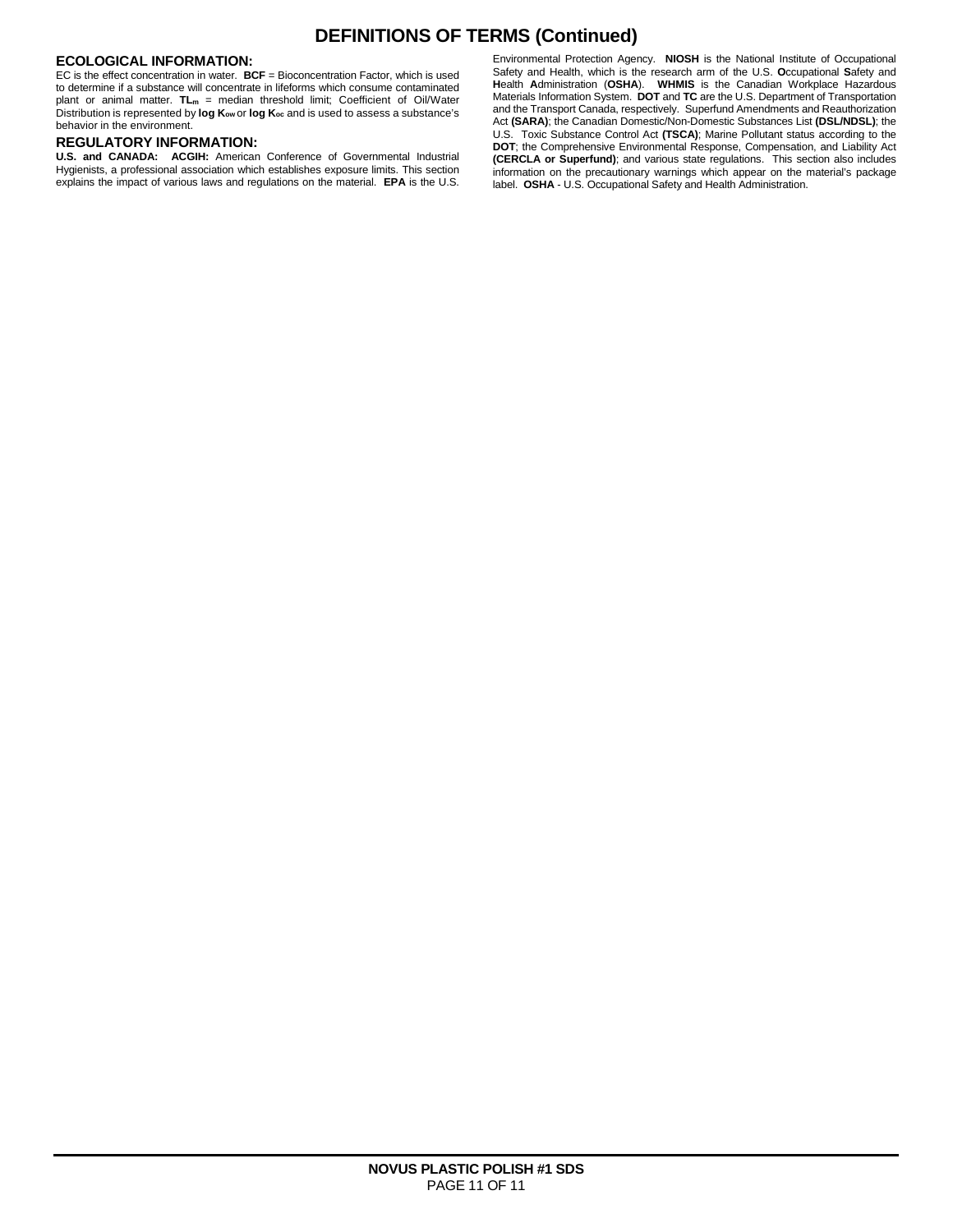# DEFINITIONS OF TERMS (Continued)

## ECOLOGICAL INFORMATION:

EC is the effect concentration in water. **BCF** = Bioconcentration Factor, which is used to determine if a substance will concentrate in lifeforms which consume contaminated plant or animal matter. **$TL_m$** = median threshold limit; Coefficient of Oil/Water Distribution is represented by **$\log K_{ow}$** or **$\log K_{oc}$** and is used to assess a substance's behavior in the environment.

## REGULATORY INFORMATION:

**U.S. and CANADA: ACGIH:** American Conference of Governmental Industrial Hygienists, a professional association which establishes exposure limits. This section explains the impact of various laws and regulations on the material. **EPA** is the U.S. Environmental Protection Agency. **NIOSH** is the National Institute of Occupational Safety and Health, which is the research arm of the U.S. **O**ccupational **S**afety and **H**ealth **A**dministration (**OSHA**). **WHMIS** is the Canadian Workplace Hazardous Materials Information System. **DOT** and **TC** are the U.S. Department of Transportation and the Transport Canada, respectively. Superfund Amendments and Reauthorization Act **(SARA)**; the Canadian Domestic/Non-Domestic Substances List **(DSL/NDSL)**; the U.S. Toxic Substance Control Act **(TSCA)**; Marine Pollutant status according to the **DOT**; the Comprehensive Environmental Response, Compensation, and Liability Act **(CERCLA or Superfund)**; and various state regulations. This section also includes information on the precautionary warnings which appear on the material's package label. **OSHA** - U.S. Occupational Safety and Health Administration.